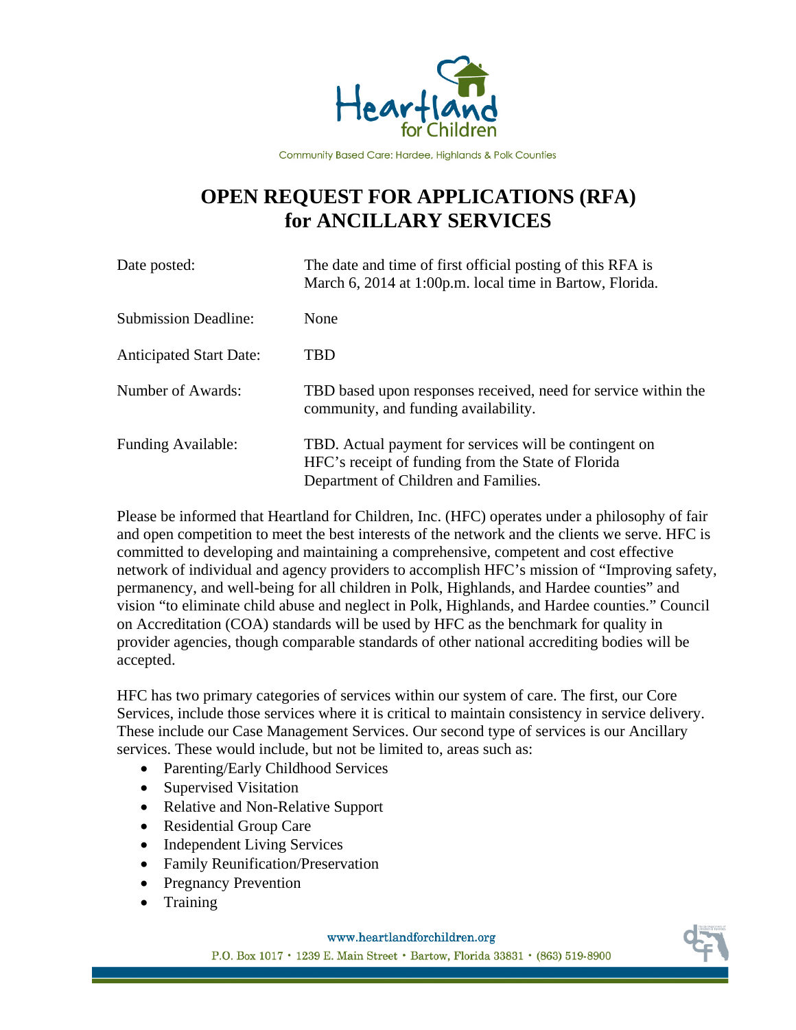Heartland for Children

Community Based Care: Hardee, Highlands & Polk Counties

# OPEN REQUEST FOR APPLICATIONS (RFA) for ANCILLARY SERVICES

| | |
|---|---|
| Date posted: | The date and time of first official posting of this RFA is March 6, 2014 at 1:00p.m. local time in Bartow, Florida. |
| Submission Deadline: | None |
| Anticipated Start Date: | TBD |
| Number of Awards: | TBD based upon responses received, need for service within the community, and funding availability. |
| Funding Available: | TBD. Actual payment for services will be contingent on HFC's receipt of funding from the State of Florida Department of Children and Families. |

Please be informed that Heartland for Children, Inc. (HFC) operates under a philosophy of fair and open competition to meet the best interests of the network and the clients we serve. HFC is committed to developing and maintaining a comprehensive, competent and cost effective network of individual and agency providers to accomplish HFC's mission of "Improving safety, permanency, and well-being for all children in Polk, Highlands, and Hardee counties" and vision "to eliminate child abuse and neglect in Polk, Highlands, and Hardee counties." Council on Accreditation (COA) standards will be used by HFC as the benchmark for quality in provider agencies, though comparable standards of other national accrediting bodies will be accepted.

HFC has two primary categories of services within our system of care. The first, our Core Services, include those services where it is critical to maintain consistency in service delivery. These include our Case Management Services. Our second type of services is our Ancillary services. These would include, but not be limited to, areas such as:

- Parenting/Early Childhood Services
- Supervised Visitation
- Relative and Non-Relative Support
- Residential Group Care
- Independent Living Services
- Family Reunification/Preservation
- Pregnancy Prevention
- Training

www.heartlandforchildren.org

P.O. Box 1017 • 1239 E. Main Street • Bartow, Florida 33831 • (863) 519-8900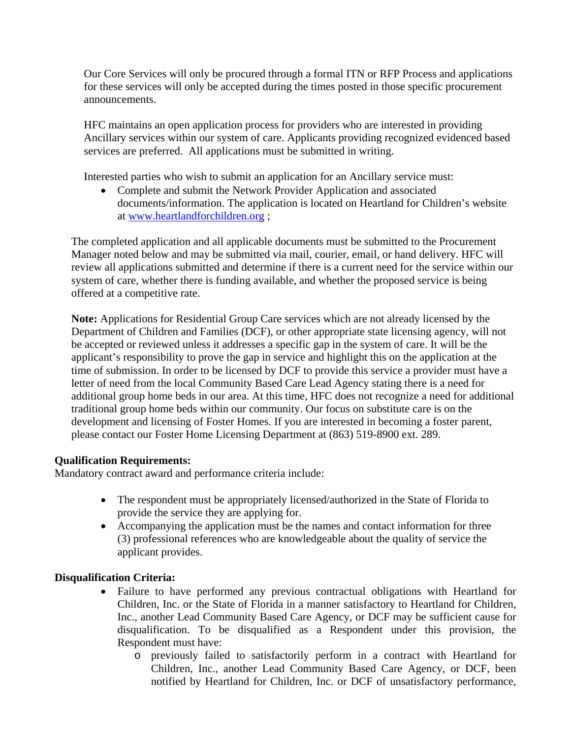Our Core Services will only be procured through a formal ITN or RFP Process and applications for these services will only be accepted during the times posted in those specific procurement announcements.

HFC maintains an open application process for providers who are interested in providing Ancillary services within our system of care. Applicants providing recognized evidenced based services are preferred. All applications must be submitted in writing.

Interested parties who wish to submit an application for an Ancillary service must:

- Complete and submit the Network Provider Application and associated documents/information. The application is located on Heartland for Children's website at [www.heartlandforchildren.org](http://www.heartlandforchildren.org) ;

The completed application and all applicable documents must be submitted to the Procurement Manager noted below and may be submitted via mail, courier, email, or hand delivery. HFC will review all applications submitted and determine if there is a current need for the service within our system of care, whether there is funding available, and whether the proposed service is being offered at a competitive rate.

**Note:** Applications for Residential Group Care services which are not already licensed by the Department of Children and Families (DCF), or other appropriate state licensing agency, will not be accepted or reviewed unless it addresses a specific gap in the system of care. It will be the applicant's responsibility to prove the gap in service and highlight this on the application at the time of submission. In order to be licensed by DCF to provide this service a provider must have a letter of need from the local Community Based Care Lead Agency stating there is a need for additional group home beds in our area. At this time, HFC does not recognize a need for additional traditional group home beds within our community. Our focus on substitute care is on the development and licensing of Foster Homes. If you are interested in becoming a foster parent, please contact our Foster Home Licensing Department at (863) 519-8900 ext. 289.

**Qualification Requirements:**
Mandatory contract award and performance criteria include:

- The respondent must be appropriately licensed/authorized in the State of Florida to provide the service they are applying for.
- Accompanying the application must be the names and contact information for three (3) professional references who are knowledgeable about the quality of service the applicant provides.

**Disqualification Criteria:**

- Failure to have performed any previous contractual obligations with Heartland for Children, Inc. or the State of Florida in a manner satisfactory to Heartland for Children, Inc., another Lead Community Based Care Agency, or DCF may be sufficient cause for disqualification. To be disqualified as a Respondent under this provision, the Respondent must have:
  - previously failed to satisfactorily perform in a contract with Heartland for Children, Inc., another Lead Community Based Care Agency, or DCF, been notified by Heartland for Children, Inc. or DCF of unsatisfactory performance,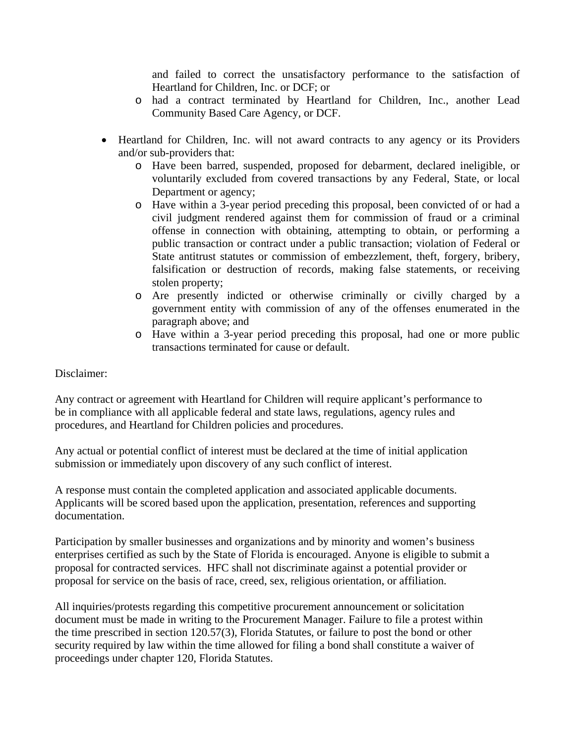and failed to correct the unsatisfactory performance to the satisfaction of Heartland for Children, Inc. or DCF; or
  - had a contract terminated by Heartland for Children, Inc., another Lead Community Based Care Agency, or DCF.

- Heartland for Children, Inc. will not award contracts to any agency or its Providers and/or sub-providers that:
  - Have been barred, suspended, proposed for debarment, declared ineligible, or voluntarily excluded from covered transactions by any Federal, State, or local Department or agency;
  - Have within a 3-year period preceding this proposal, been convicted of or had a civil judgment rendered against them for commission of fraud or a criminal offense in connection with obtaining, attempting to obtain, or performing a public transaction or contract under a public transaction; violation of Federal or State antitrust statutes or commission of embezzlement, theft, forgery, bribery, falsification or destruction of records, making false statements, or receiving stolen property;
  - Are presently indicted or otherwise criminally or civilly charged by a government entity with commission of any of the offenses enumerated in the paragraph above; and
  - Have within a 3-year period preceding this proposal, had one or more public transactions terminated for cause or default.

Disclaimer:

Any contract or agreement with Heartland for Children will require applicant's performance to be in compliance with all applicable federal and state laws, regulations, agency rules and procedures, and Heartland for Children policies and procedures.

Any actual or potential conflict of interest must be declared at the time of initial application submission or immediately upon discovery of any such conflict of interest.

A response must contain the completed application and associated applicable documents. Applicants will be scored based upon the application, presentation, references and supporting documentation.

Participation by smaller businesses and organizations and by minority and women's business enterprises certified as such by the State of Florida is encouraged. Anyone is eligible to submit a proposal for contracted services. HFC shall not discriminate against a potential provider or proposal for service on the basis of race, creed, sex, religious orientation, or affiliation.

All inquiries/protests regarding this competitive procurement announcement or solicitation document must be made in writing to the Procurement Manager. Failure to file a protest within the time prescribed in section 120.57(3), Florida Statutes, or failure to post the bond or other security required by law within the time allowed for filing a bond shall constitute a waiver of proceedings under chapter 120, Florida Statutes.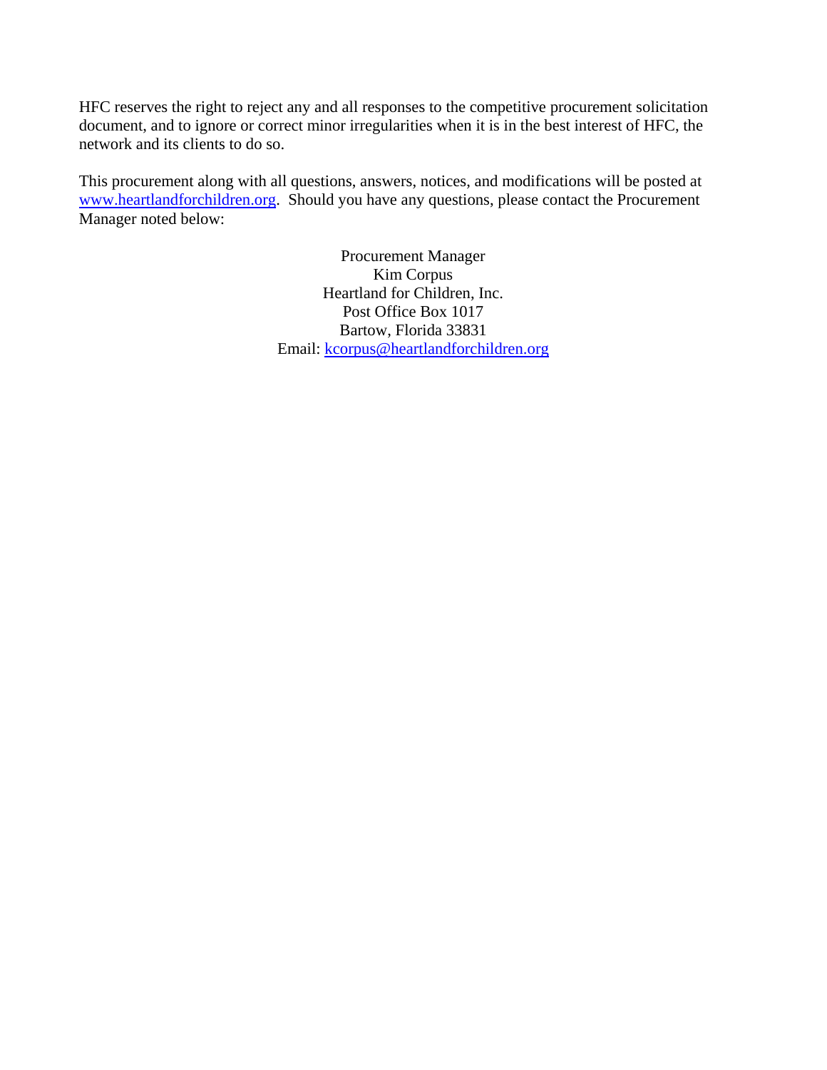HFC reserves the right to reject any and all responses to the competitive procurement solicitation document, and to ignore or correct minor irregularities when it is in the best interest of HFC, the network and its clients to do so.

This procurement along with all questions, answers, notices, and modifications will be posted at www.heartlandforchildren.org. Should you have any questions, please contact the Procurement Manager noted below:

Procurement Manager  
Kim Corpus  
Heartland for Children, Inc.  
Post Office Box 1017  
Bartow, Florida 33831  
Email: kcorpus@heartlandforchildren.org